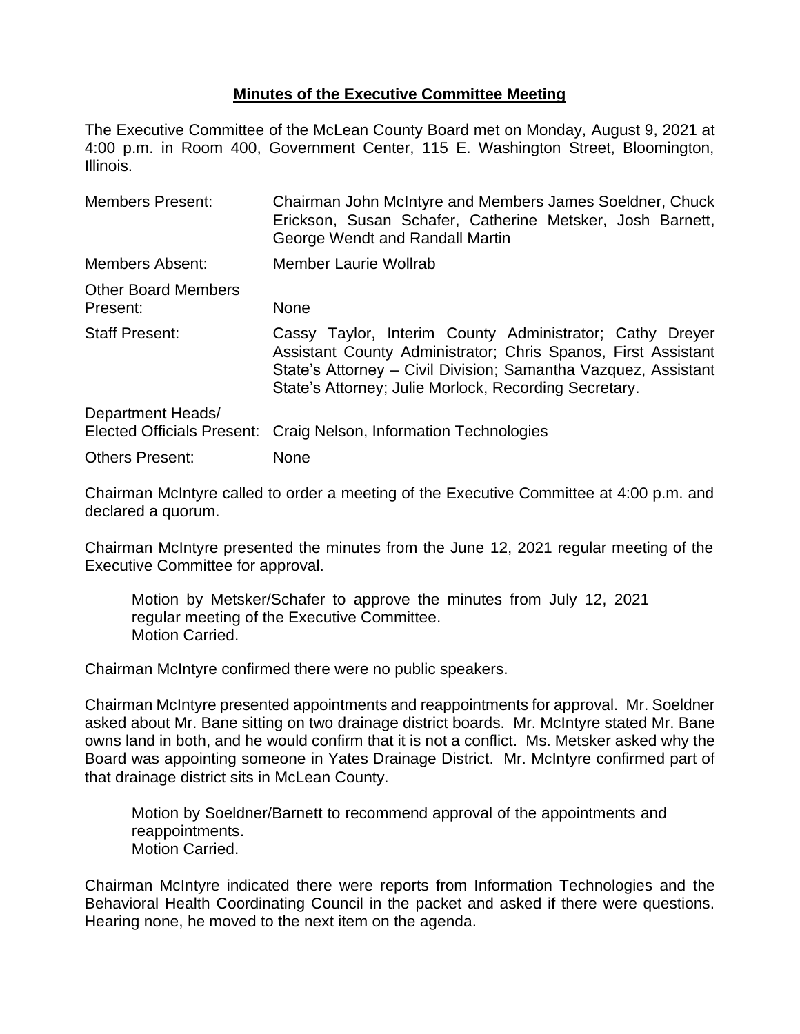# Minutes of the Executive Committee Meeting

The Executive Committee of the McLean County Board met on Monday, August 9, 2021 at 4:00 p.m. in Room 400, Government Center, 115 E. Washington Street, Bloomington, Illinois.

| | |
|---|---|
| Members Present: | Chairman John McIntyre and Members James Soeldner, Chuck Erickson, Susan Schafer, Catherine Metsker, Josh Barnett, George Wendt and Randall Martin |
| Members Absent: | Member Laurie Wollrab |
| Other Board Members Present: | None |
| Staff Present: | Cassy Taylor, Interim County Administrator; Cathy Dreyer Assistant County Administrator; Chris Spanos, First Assistant State's Attorney – Civil Division; Samantha Vazquez, Assistant State's Attorney; Julie Morlock, Recording Secretary. |
| Department Heads/ Elected Officials Present: | Craig Nelson, Information Technologies |
| Others Present: | None |

Chairman McIntyre called to order a meeting of the Executive Committee at 4:00 p.m. and declared a quorum.

Chairman McIntyre presented the minutes from the June 12, 2021 regular meeting of the Executive Committee for approval.

> Motion by Metsker/Schafer to approve the minutes from July 12, 2021 regular meeting of the Executive Committee.
> Motion Carried.

Chairman McIntyre confirmed there were no public speakers.

Chairman McIntyre presented appointments and reappointments for approval. Mr. Soeldner asked about Mr. Bane sitting on two drainage district boards. Mr. McIntyre stated Mr. Bane owns land in both, and he would confirm that it is not a conflict. Ms. Metsker asked why the Board was appointing someone in Yates Drainage District. Mr. McIntyre confirmed part of that drainage district sits in McLean County.

> Motion by Soeldner/Barnett to recommend approval of the appointments and reappointments.
> Motion Carried.

Chairman McIntyre indicated there were reports from Information Technologies and the Behavioral Health Coordinating Council in the packet and asked if there were questions. Hearing none, he moved to the next item on the agenda.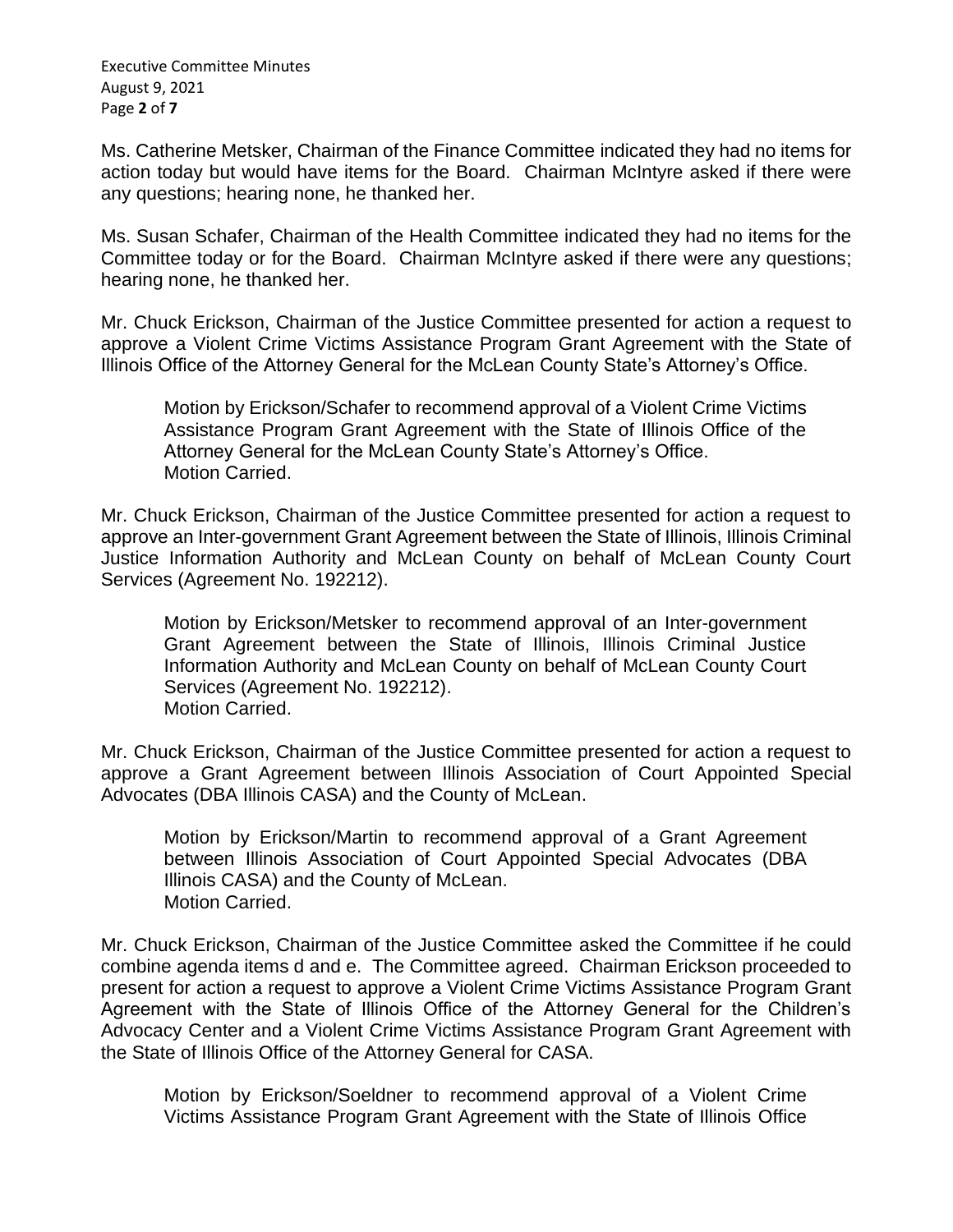Ms. Catherine Metsker, Chairman of the Finance Committee indicated they had no items for action today but would have items for the Board. Chairman McIntyre asked if there were any questions; hearing none, he thanked her.

Ms. Susan Schafer, Chairman of the Health Committee indicated they had no items for the Committee today or for the Board. Chairman McIntyre asked if there were any questions; hearing none, he thanked her.

Mr. Chuck Erickson, Chairman of the Justice Committee presented for action a request to approve a Violent Crime Victims Assistance Program Grant Agreement with the State of Illinois Office of the Attorney General for the McLean County State's Attorney's Office.

> Motion by Erickson/Schafer to recommend approval of a Violent Crime Victims Assistance Program Grant Agreement with the State of Illinois Office of the Attorney General for the McLean County State's Attorney's Office.
> Motion Carried.

Mr. Chuck Erickson, Chairman of the Justice Committee presented for action a request to approve an Inter-government Grant Agreement between the State of Illinois, Illinois Criminal Justice Information Authority and McLean County on behalf of McLean County Court Services (Agreement No. 192212).

> Motion by Erickson/Metsker to recommend approval of an Inter-government Grant Agreement between the State of Illinois, Illinois Criminal Justice Information Authority and McLean County on behalf of McLean County Court Services (Agreement No. 192212).
> Motion Carried.

Mr. Chuck Erickson, Chairman of the Justice Committee presented for action a request to approve a Grant Agreement between Illinois Association of Court Appointed Special Advocates (DBA Illinois CASA) and the County of McLean.

> Motion by Erickson/Martin to recommend approval of a Grant Agreement between Illinois Association of Court Appointed Special Advocates (DBA Illinois CASA) and the County of McLean.
> Motion Carried.

Mr. Chuck Erickson, Chairman of the Justice Committee asked the Committee if he could combine agenda items d and e. The Committee agreed. Chairman Erickson proceeded to present for action a request to approve a Violent Crime Victims Assistance Program Grant Agreement with the State of Illinois Office of the Attorney General for the Children's Advocacy Center and a Violent Crime Victims Assistance Program Grant Agreement with the State of Illinois Office of the Attorney General for CASA.

> Motion by Erickson/Soeldner to recommend approval of a Violent Crime Victims Assistance Program Grant Agreement with the State of Illinois Office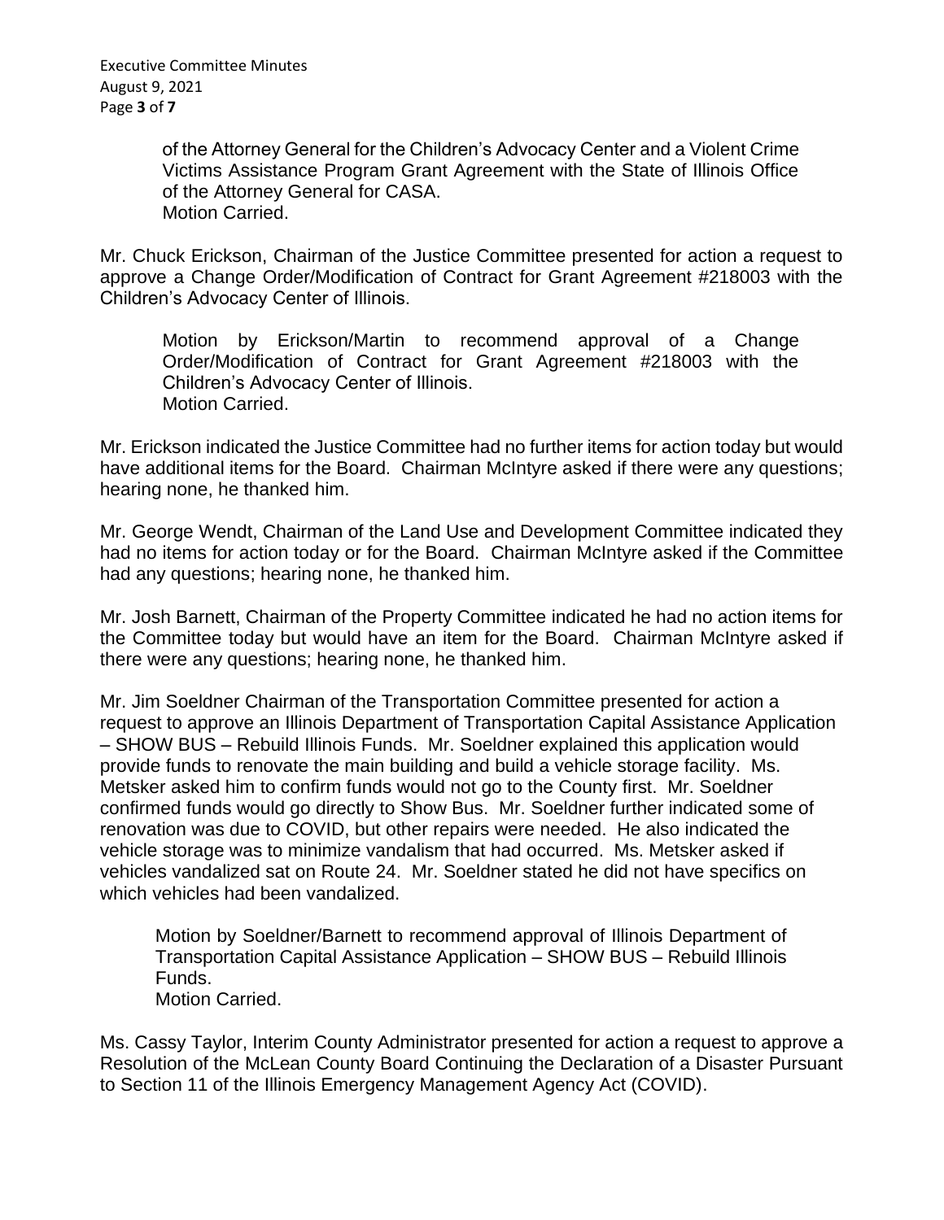of the Attorney General for the Children's Advocacy Center and a Violent Crime Victims Assistance Program Grant Agreement with the State of Illinois Office of the Attorney General for CASA.
Motion Carried.

Mr. Chuck Erickson, Chairman of the Justice Committee presented for action a request to approve a Change Order/Modification of Contract for Grant Agreement #218003 with the Children's Advocacy Center of Illinois.

> Motion by Erickson/Martin to recommend approval of a Change Order/Modification of Contract for Grant Agreement #218003 with the Children's Advocacy Center of Illinois.
> Motion Carried.

Mr. Erickson indicated the Justice Committee had no further items for action today but would have additional items for the Board. Chairman McIntyre asked if there were any questions; hearing none, he thanked him.

Mr. George Wendt, Chairman of the Land Use and Development Committee indicated they had no items for action today or for the Board. Chairman McIntyre asked if the Committee had any questions; hearing none, he thanked him.

Mr. Josh Barnett, Chairman of the Property Committee indicated he had no action items for the Committee today but would have an item for the Board. Chairman McIntyre asked if there were any questions; hearing none, he thanked him.

Mr. Jim Soeldner Chairman of the Transportation Committee presented for action a request to approve an Illinois Department of Transportation Capital Assistance Application – SHOW BUS – Rebuild Illinois Funds. Mr. Soeldner explained this application would provide funds to renovate the main building and build a vehicle storage facility. Ms. Metsker asked him to confirm funds would not go to the County first. Mr. Soeldner confirmed funds would go directly to Show Bus. Mr. Soeldner further indicated some of renovation was due to COVID, but other repairs were needed. He also indicated the vehicle storage was to minimize vandalism that had occurred. Ms. Metsker asked if vehicles vandalized sat on Route 24. Mr. Soeldner stated he did not have specifics on which vehicles had been vandalized.

> Motion by Soeldner/Barnett to recommend approval of Illinois Department of Transportation Capital Assistance Application – SHOW BUS – Rebuild Illinois Funds.
> Motion Carried.

Ms. Cassy Taylor, Interim County Administrator presented for action a request to approve a Resolution of the McLean County Board Continuing the Declaration of a Disaster Pursuant to Section 11 of the Illinois Emergency Management Agency Act (COVID).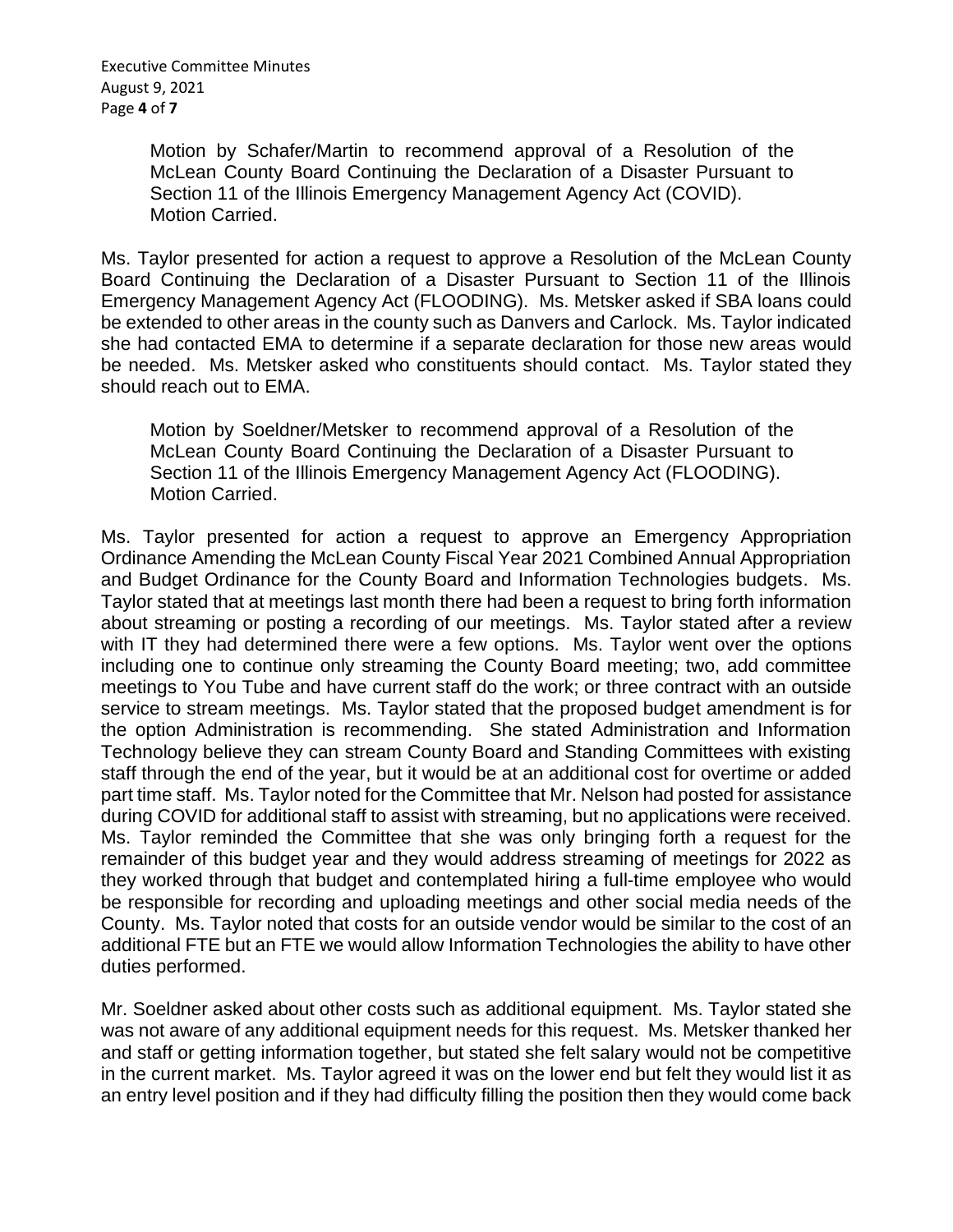Motion by Schafer/Martin to recommend approval of a Resolution of the McLean County Board Continuing the Declaration of a Disaster Pursuant to Section 11 of the Illinois Emergency Management Agency Act (COVID).
Motion Carried.

Ms. Taylor presented for action a request to approve a Resolution of the McLean County Board Continuing the Declaration of a Disaster Pursuant to Section 11 of the Illinois Emergency Management Agency Act (FLOODING). Ms. Metsker asked if SBA loans could be extended to other areas in the county such as Danvers and Carlock. Ms. Taylor indicated she had contacted EMA to determine if a separate declaration for those new areas would be needed. Ms. Metsker asked who constituents should contact. Ms. Taylor stated they should reach out to EMA.

Motion by Soeldner/Metsker to recommend approval of a Resolution of the McLean County Board Continuing the Declaration of a Disaster Pursuant to Section 11 of the Illinois Emergency Management Agency Act (FLOODING).
Motion Carried.

Ms. Taylor presented for action a request to approve an Emergency Appropriation Ordinance Amending the McLean County Fiscal Year 2021 Combined Annual Appropriation and Budget Ordinance for the County Board and Information Technologies budgets. Ms. Taylor stated that at meetings last month there had been a request to bring forth information about streaming or posting a recording of our meetings. Ms. Taylor stated after a review with IT they had determined there were a few options. Ms. Taylor went over the options including one to continue only streaming the County Board meeting; two, add committee meetings to You Tube and have current staff do the work; or three contract with an outside service to stream meetings. Ms. Taylor stated that the proposed budget amendment is for the option Administration is recommending. She stated Administration and Information Technology believe they can stream County Board and Standing Committees with existing staff through the end of the year, but it would be at an additional cost for overtime or added part time staff. Ms. Taylor noted for the Committee that Mr. Nelson had posted for assistance during COVID for additional staff to assist with streaming, but no applications were received. Ms. Taylor reminded the Committee that she was only bringing forth a request for the remainder of this budget year and they would address streaming of meetings for 2022 as they worked through that budget and contemplated hiring a full-time employee who would be responsible for recording and uploading meetings and other social media needs of the County. Ms. Taylor noted that costs for an outside vendor would be similar to the cost of an additional FTE but an FTE we would allow Information Technologies the ability to have other duties performed.

Mr. Soeldner asked about other costs such as additional equipment. Ms. Taylor stated she was not aware of any additional equipment needs for this request. Ms. Metsker thanked her and staff or getting information together, but stated she felt salary would not be competitive in the current market. Ms. Taylor agreed it was on the lower end but felt they would list it as an entry level position and if they had difficulty filling the position then they would come back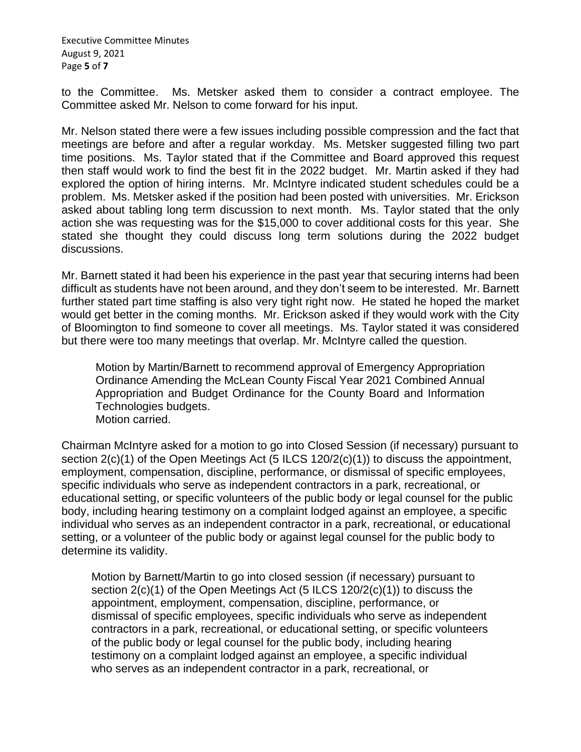to the Committee. Ms. Metsker asked them to consider a contract employee. The Committee asked Mr. Nelson to come forward for his input.

Mr. Nelson stated there were a few issues including possible compression and the fact that meetings are before and after a regular workday. Ms. Metsker suggested filling two part time positions. Ms. Taylor stated that if the Committee and Board approved this request then staff would work to find the best fit in the 2022 budget. Mr. Martin asked if they had explored the option of hiring interns. Mr. McIntyre indicated student schedules could be a problem. Ms. Metsker asked if the position had been posted with universities. Mr. Erickson asked about tabling long term discussion to next month. Ms. Taylor stated that the only action she was requesting was for the $15,000 to cover additional costs for this year. She stated she thought they could discuss long term solutions during the 2022 budget discussions.

Mr. Barnett stated it had been his experience in the past year that securing interns had been difficult as students have not been around, and they don't seem to be interested. Mr. Barnett further stated part time staffing is also very tight right now. He stated he hoped the market would get better in the coming months. Mr. Erickson asked if they would work with the City of Bloomington to find someone to cover all meetings. Ms. Taylor stated it was considered but there were too many meetings that overlap. Mr. McIntyre called the question.

> Motion by Martin/Barnett to recommend approval of Emergency Appropriation Ordinance Amending the McLean County Fiscal Year 2021 Combined Annual Appropriation and Budget Ordinance for the County Board and Information Technologies budgets.
> Motion carried.

Chairman McIntyre asked for a motion to go into Closed Session (if necessary) pursuant to section 2(c)(1) of the Open Meetings Act (5 ILCS 120/2(c)(1)) to discuss the appointment, employment, compensation, discipline, performance, or dismissal of specific employees, specific individuals who serve as independent contractors in a park, recreational, or educational setting, or specific volunteers of the public body or legal counsel for the public body, including hearing testimony on a complaint lodged against an employee, a specific individual who serves as an independent contractor in a park, recreational, or educational setting, or a volunteer of the public body or against legal counsel for the public body to determine its validity.

> Motion by Barnett/Martin to go into closed session (if necessary) pursuant to section 2(c)(1) of the Open Meetings Act (5 ILCS 120/2(c)(1)) to discuss the appointment, employment, compensation, discipline, performance, or dismissal of specific employees, specific individuals who serve as independent contractors in a park, recreational, or educational setting, or specific volunteers of the public body or legal counsel for the public body, including hearing testimony on a complaint lodged against an employee, a specific individual who serves as an independent contractor in a park, recreational, or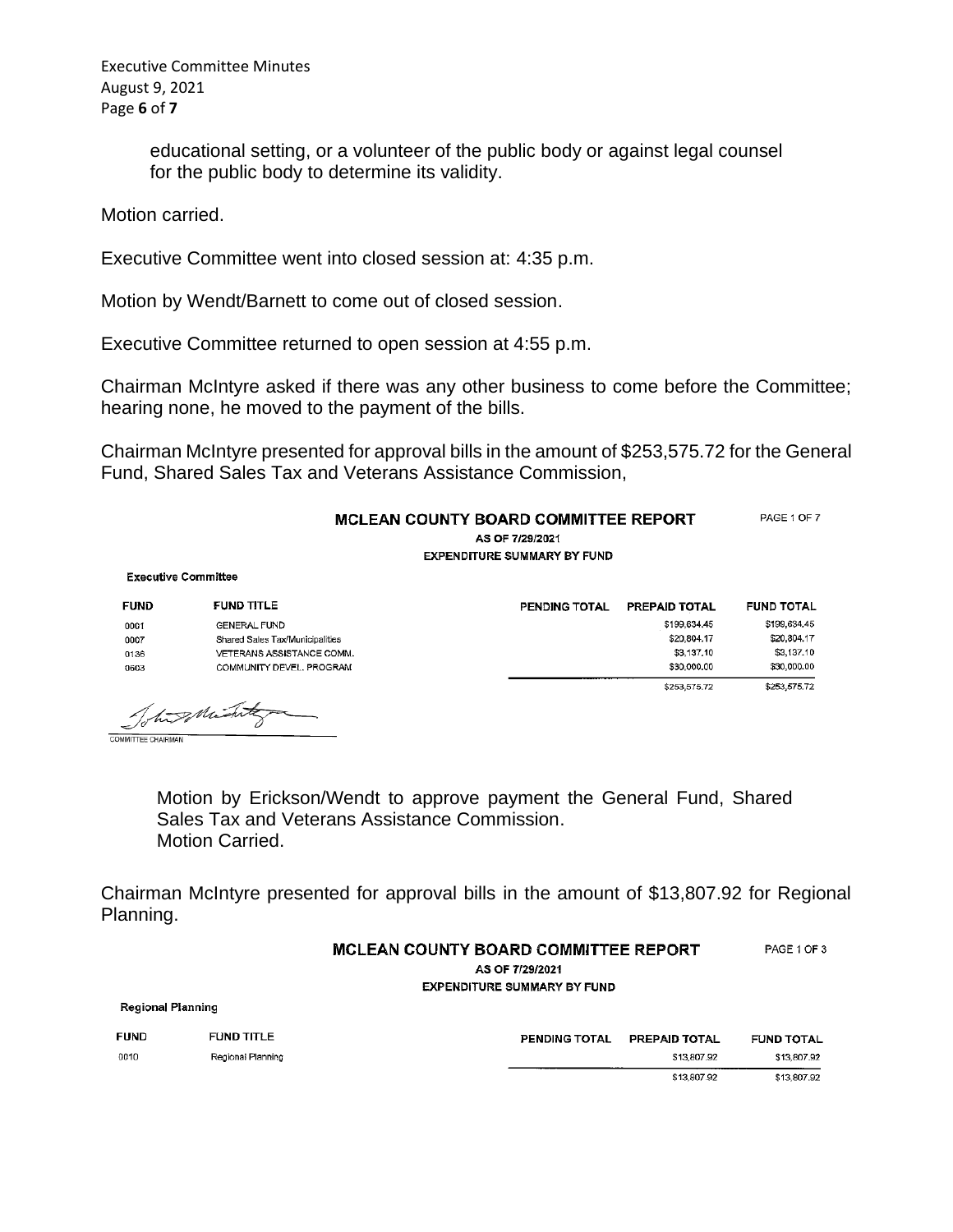educational setting, or a volunteer of the public body or against legal counsel for the public body to determine its validity.

Motion carried.

Executive Committee went into closed session at: 4:35 p.m.

Motion by Wendt/Barnett to come out of closed session.

Executive Committee returned to open session at 4:55 p.m.

Chairman McIntyre asked if there was any other business to come before the Committee; hearing none, he moved to the payment of the bills.

Chairman McIntyre presented for approval bills in the amount of $253,575.72 for the General Fund, Shared Sales Tax and Veterans Assistance Commission,

**MCLEAN COUNTY BOARD COMMITTEE REPORT** PAGE 1 OF 7

**AS OF 7/29/2021**

**EXPENDITURE SUMMARY BY FUND**

**Executive Committee**

| FUND | FUND TITLE | PENDING TOTAL | PREPAID TOTAL | FUND TOTAL |
|---|---|---|---|---|
| 0001 | GENERAL FUND | | $199,634.45 | $199,634.45 |
| 0007 | Shared Sales Tax/Municipalities | | $20,804.17 | $20,804.17 |
| 0136 | VETERANS ASSISTANCE COMM. | | $3,137.10 | $3,137.10 |
| 0603 | COMMUNITY DEVEL. PROGRAM | | $30,000.00 | $30,000.00 |
| | | | $253,575.72 | $253,575.72 |

COMMITTEE CHAIRMAN

Motion by Erickson/Wendt to approve payment the General Fund, Shared Sales Tax and Veterans Assistance Commission.
Motion Carried.

Chairman McIntyre presented for approval bills in the amount of $13,807.92 for Regional Planning.

**MCLEAN COUNTY BOARD COMMITTEE REPORT** PAGE 1 OF 3

**AS OF 7/29/2021**

**EXPENDITURE SUMMARY BY FUND**

**Regional Planning**

| FUND | FUND TITLE | PENDING TOTAL | PREPAID TOTAL | FUND TOTAL |
|---|---|---|---|---|
| 0010 | Regional Planning | | $13,807.92 | $13,807.92 |
| | | | $13,807.92 | $13,807.92 |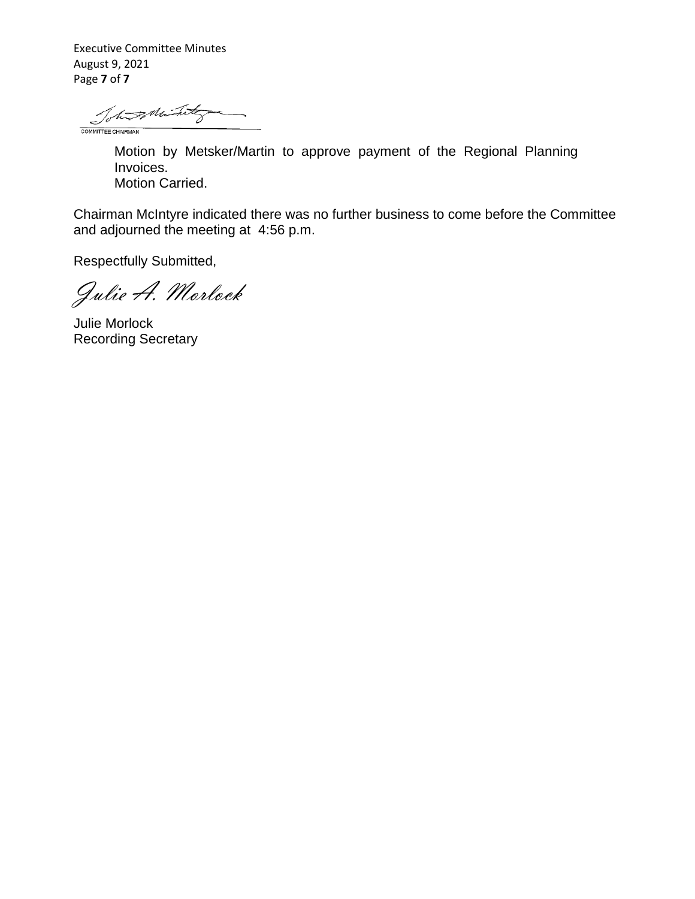COMMITTEE CHAIRMAN

Motion by Metsker/Martin to approve payment of the Regional Planning Invoices.
Motion Carried.

Chairman McIntyre indicated there was no further business to come before the Committee and adjourned the meeting at 4:56 p.m.

Respectfully Submitted,

*Julie A. Morlock*

Julie Morlock
Recording Secretary